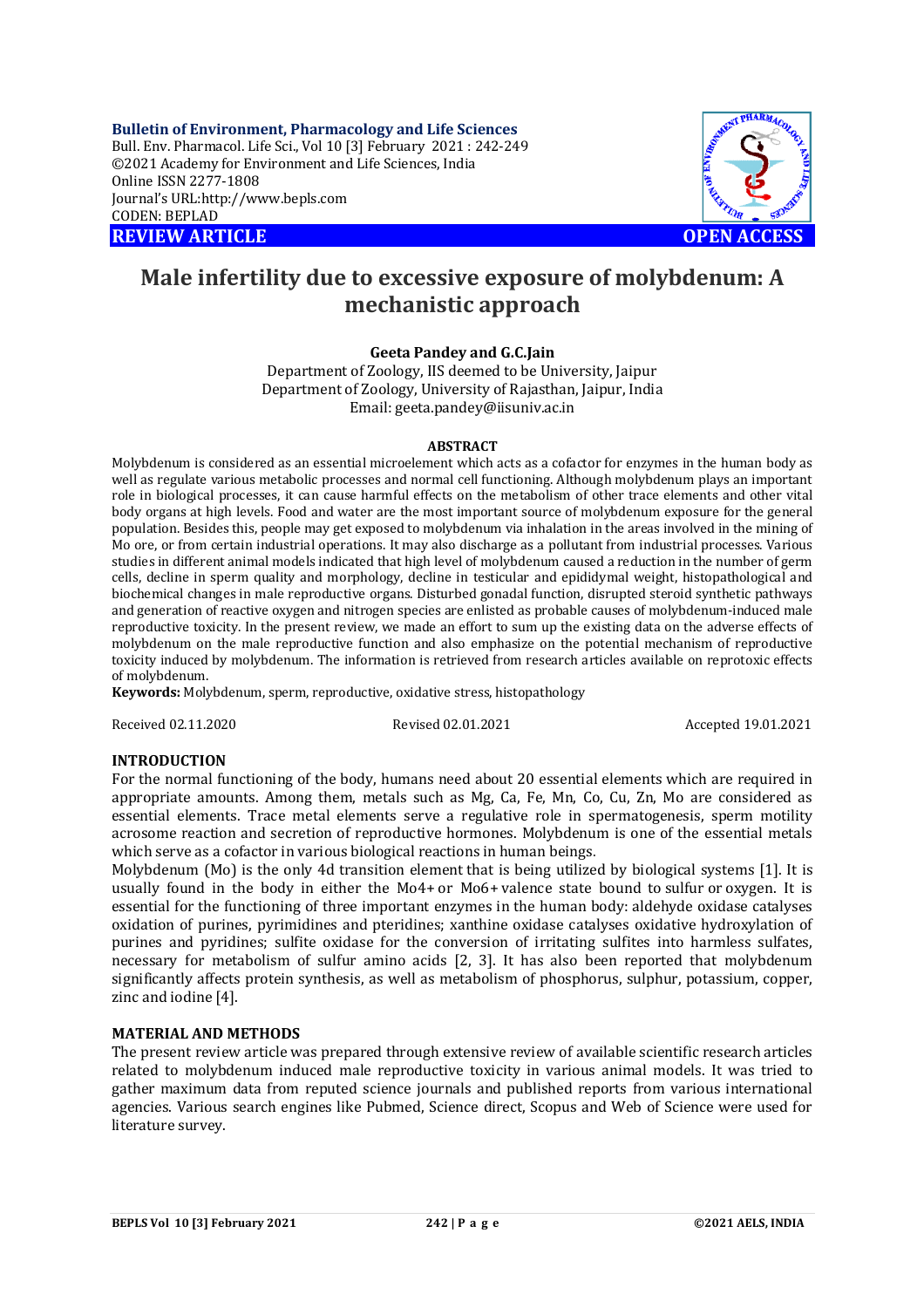# Male infertility due to excessive exposure of molybdenum: A mechanistic approach

**Geeta Pandey and G.C.Jain**

Department of Zoology, IIS deemed to be University, Jaipur
Department of Zoology, University of Rajasthan, Jaipur, India
Email: geeta.pandey@iisuniv.ac.in

**ABSTRACT**

Molybdenum is considered as an essential microelement which acts as a cofactor for enzymes in the human body as well as regulate various metabolic processes and normal cell functioning. Although molybdenum plays an important role in biological processes, it can cause harmful effects on the metabolism of other trace elements and other vital body organs at high levels. Food and water are the most important source of molybdenum exposure for the general population. Besides this, people may get exposed to molybdenum via inhalation in the areas involved in the mining of Mo ore, or from certain industrial operations. It may also discharge as a pollutant from industrial processes. Various studies in different animal models indicated that high level of molybdenum caused a reduction in the number of germ cells, decline in sperm quality and morphology, decline in testicular and epididymal weight, histopathological and biochemical changes in male reproductive organs. Disturbed gonadal function, disrupted steroid synthetic pathways and generation of reactive oxygen and nitrogen species are enlisted as probable causes of molybdenum-induced male reproductive toxicity. In the present review, we made an effort to sum up the existing data on the adverse effects of molybdenum on the male reproductive function and also emphasize on the potential mechanism of reproductive toxicity induced by molybdenum. The information is retrieved from research articles available on reprotoxic effects of molybdenum.

**Keywords:** Molybdenum, sperm, reproductive, oxidative stress, histopathology

Received 02.11.2020 Revised 02.01.2021 Accepted 19.01.2021

## INTRODUCTION

For the normal functioning of the body, humans need about 20 essential elements which are required in appropriate amounts. Among them, metals such as Mg, Ca, Fe, Mn, Co, Cu, Zn, Mo are considered as essential elements. Trace metal elements serve a regulative role in spermatogenesis, sperm motility acrosome reaction and secretion of reproductive hormones. Molybdenum is one of the essential metals which serve as a cofactor in various biological reactions in human beings.

Molybdenum (Mo) is the only 4d transition element that is being utilized by biological systems [1]. It is usually found in the body in either the $Mo^{4+}$ or $Mo^{6+}$ valence state bound to sulfur or oxygen. It is essential for the functioning of three important enzymes in the human body: aldehyde oxidase catalyses oxidation of purines, pyrimidines and pteridines; xanthine oxidase catalyses oxidative hydroxylation of purines and pyridines; sulfite oxidase for the conversion of irritating sulfites into harmless sulfates, necessary for metabolism of sulfur amino acids [2, 3]. It has also been reported that molybdenum significantly affects protein synthesis, as well as metabolism of phosphorus, sulphur, potassium, copper, zinc and iodine [4].

## MATERIAL AND METHODS

The present review article was prepared through extensive review of available scientific research articles related to molybdenum induced male reproductive toxicity in various animal models. It was tried to gather maximum data from reputed science journals and published reports from various international agencies. Various search engines like Pubmed, Science direct, Scopus and Web of Science were used for literature survey.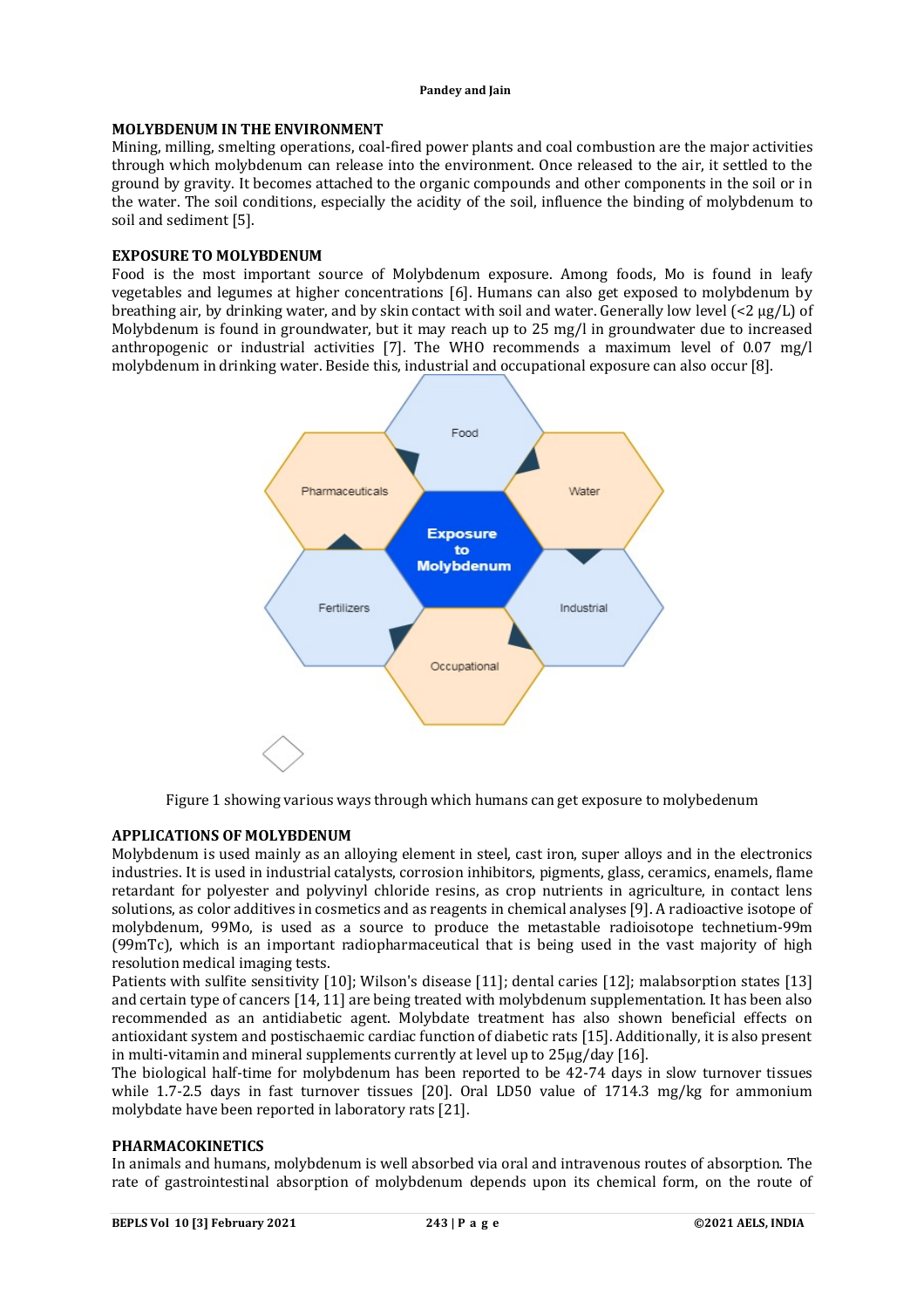## MOLYBDENUM IN THE ENVIRONMENT

Mining, milling, smelting operations, coal-fired power plants and coal combustion are the major activities through which molybdenum can release into the environment. Once released to the air, it settled to the ground by gravity. It becomes attached to the organic compounds and other components in the soil or in the water. The soil conditions, especially the acidity of the soil, influence the binding of molybdenum to soil and sediment [5].

## EXPOSURE TO MOLYBDENUM

Food is the most important source of Molybdenum exposure. Among foods, Mo is found in leafy vegetables and legumes at higher concentrations [6]. Humans can also get exposed to molybdenum by breathing air, by drinking water, and by skin contact with soil and water. Generally low level (<2 µg/L) of Molybdenum is found in groundwater, but it may reach up to 25 mg/l in groundwater due to increased anthropogenic or industrial activities [7]. The WHO recommends a maximum level of 0.07 mg/l molybdenum in drinking water. Beside this, industrial and occupational exposure can also occur [8].

Figure 1 showing various ways through which humans can get exposure to molybedenum

## APPLICATIONS OF MOLYBDENUM

Molybdenum is used mainly as an alloying element in steel, cast iron, super alloys and in the electronics industries. It is used in industrial catalysts, corrosion inhibitors, pigments, glass, ceramics, enamels, flame retardant for polyester and polyvinyl chloride resins, as crop nutrients in agriculture, in contact lens solutions, as color additives in cosmetics and as reagents in chemical analyses [9]. A radioactive isotope of molybdenum, 99Mo, is used as a source to produce the metastable radioisotope technetium-99m (99mTc), which is an important radiopharmaceutical that is being used in the vast majority of high resolution medical imaging tests.

Patients with sulfite sensitivity [10]; Wilson's disease [11]; dental caries [12]; malabsorption states [13] and certain type of cancers [14, 11] are being treated with molybdenum supplementation. It has been also recommended as an antidiabetic agent. Molybdate treatment has also shown beneficial effects on antioxidant system and postischaemic cardiac function of diabetic rats [15]. Additionally, it is also present in multi-vitamin and mineral supplements currently at level up to 25µg/day [16].

The biological half-time for molybdenum has been reported to be 42-74 days in slow turnover tissues while 1.7-2.5 days in fast turnover tissues [20]. Oral LD50 value of 1714.3 mg/kg for ammonium molybdate have been reported in laboratory rats [21].

## PHARMACOKINETICS

In animals and humans, molybdenum is well absorbed via oral and intravenous routes of absorption. The rate of gastrointestinal absorption of molybdenum depends upon its chemical form, on the route of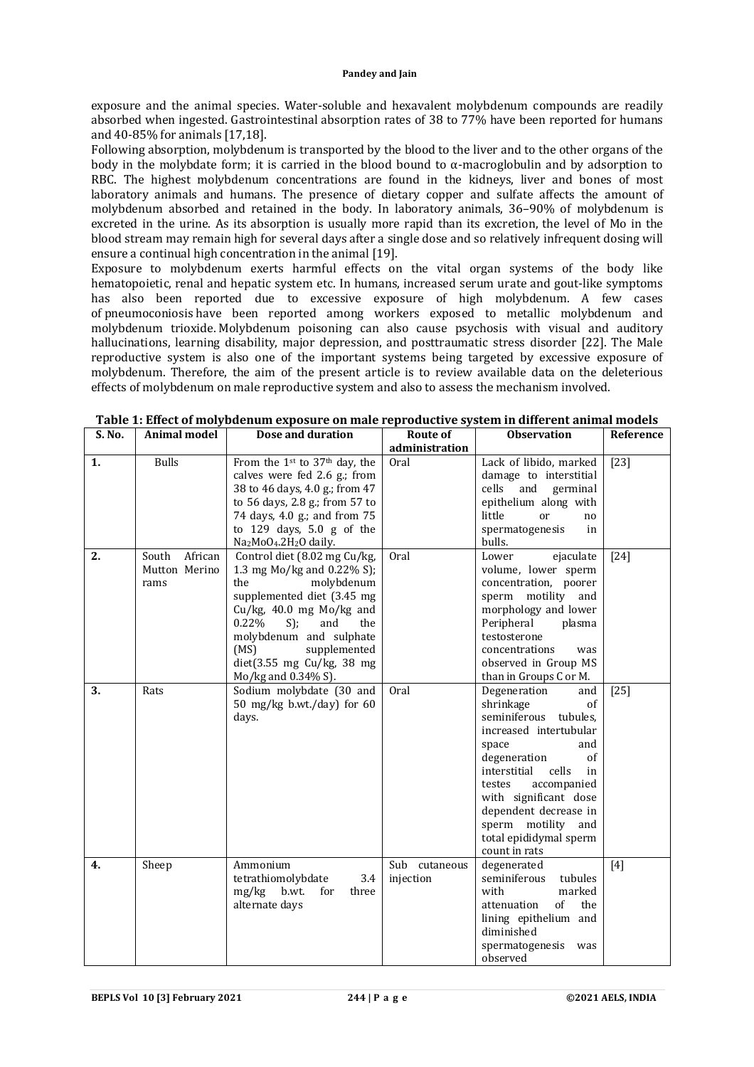exposure and the animal species. Water-soluble and hexavalent molybdenum compounds are readily absorbed when ingested. Gastrointestinal absorption rates of 38 to 77% have been reported for humans and 40-85% for animals [17,18].

Following absorption, molybdenum is transported by the blood to the liver and to the other organs of the body in the molybdate form; it is carried in the blood bound to α-macroglobulin and by adsorption to RBC. The highest molybdenum concentrations are found in the kidneys, liver and bones of most laboratory animals and humans. The presence of dietary copper and sulfate affects the amount of molybdenum absorbed and retained in the body. In laboratory animals, 36–90% of molybdenum is excreted in the urine. As its absorption is usually more rapid than its excretion, the level of Mo in the blood stream may remain high for several days after a single dose and so relatively infrequent dosing will ensure a continual high concentration in the animal [19].

Exposure to molybdenum exerts harmful effects on the vital organ systems of the body like hematopoietic, renal and hepatic system etc. In humans, increased serum urate and gout-like symptoms has also been reported due to excessive exposure of high molybdenum. A few cases of pneumoconiosis have been reported among workers exposed to metallic molybdenum and molybdenum trioxide. Molybdenum poisoning can also cause psychosis with visual and auditory hallucinations, learning disability, major depression, and posttraumatic stress disorder [22]. The Male reproductive system is also one of the important systems being targeted by excessive exposure of molybdenum. Therefore, the aim of the present article is to review available data on the deleterious effects of molybdenum on male reproductive system and also to assess the mechanism involved.

**Table 1: Effect of molybdenum exposure on male reproductive system in different animal models**

| S. No. | Animal model | Dose and duration | Route of administration | Observation | Reference |
|---|---|---|---|---|---|
| **1.** | Bulls | From the 1st to 37th day, the calves were fed 2.6 g.; from 38 to 46 days, 4.0 g.; from 47 to 56 days, 2.8 g.; from 57 to 74 days, 4.0 g.; and from 75 to 129 days, 5.0 g of the $Na_2MoO_4.2H_2O$ daily. | Oral | Lack of libido, marked damage to interstitial cells and germinal epithelium along with little or no spermatogenesis in bulls. | [23] |
| **2.** | South African Mutton Merino rams | Control diet (8.02 mg Cu/kg, 1.3 mg Mo/kg and 0.22% S); the molybdenum supplemented diet (3.45 mg Cu/kg, 40.0 mg Mo/kg and 0.22% S); and the molybdenum and sulphate (MS) supplemented diet(3.55 mg Cu/kg, 38 mg Mo/kg and 0.34% S). | Oral | Lower ejaculate volume, lower sperm concentration, poorer sperm motility and morphology and lower Peripheral plasma testosterone concentrations was observed in Group MS than in Groups C or M. | [24] |
| **3.** | Rats | Sodium molybdate (30 and 50 mg/kg b.wt./day) for 60 days. | Oral | Degeneration and shrinkage of seminiferous tubules, increased intertubular space and degeneration of interstitial cells in testes accompanied with significant dose dependent decrease in sperm motility and total epididymal sperm count in rats | [25] |
| **4.** | Sheep | Ammonium tetrathiomolybdate 3.4 mg/kg b.wt. for three alternate days | Sub cutaneous injection | degenerated seminiferous tubules with marked attenuation of the lining epithelium and diminished spermatogenesis was observed | [4] |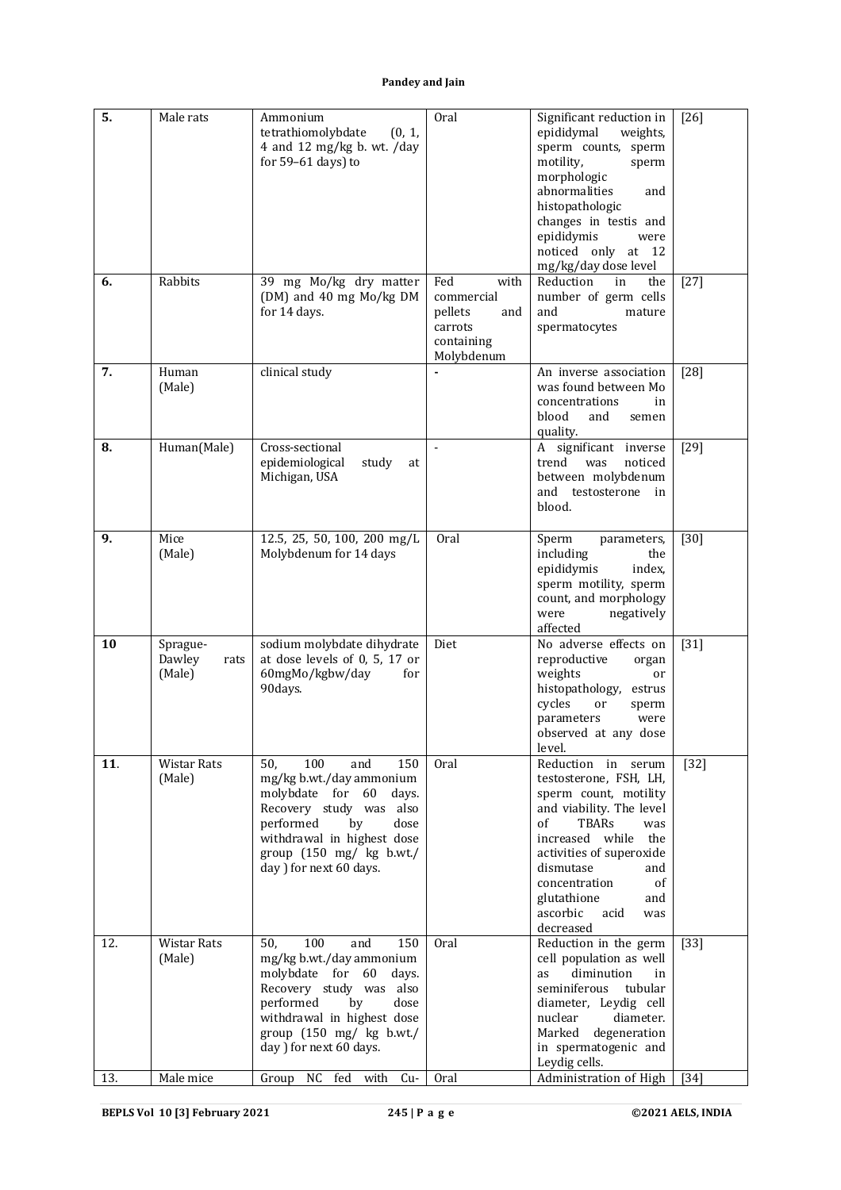| 5. | Male rats | Ammonium tetrathiomolybdate (0, 1, 4 and 12 mg/kg b. wt. /day for 59–61 days) to | Oral | Significant reduction in epididymal weights, sperm counts, sperm motility, sperm morphologic abnormalities and histopathologic changes in testis and epididymis were noticed only at 12 mg/kg/day dose level | [26] |
|---|---|---|---|---|---|
| 6. | Rabbits | 39 mg Mo/kg dry matter (DM) and 40 mg Mo/kg DM for 14 days. | Fed with commercial pellets and carrots containing Molybdenum | Reduction in the number of germ cells and mature spermatocytes | [27] |
| 7. | Human (Male) | clinical study | - | An inverse association was found between Mo concentrations in blood and semen quality. | [28] |
| 8. | Human(Male) | Cross-sectional epidemiological study at Michigan, USA | - | A significant inverse trend was noticed between molybdenum and testosterone in blood. | [29] |
| 9. | Mice (Male) | 12.5, 25, 50, 100, 200 mg/L Molybdenum for 14 days | Oral | Sperm parameters, including the epididymis index, sperm motility, sperm count, and morphology were negatively affected | [30] |
| 10 | Sprague-Dawley rats (Male) | sodium molybdate dihydrate at dose levels of 0, 5, 17 or 60mgMo/kgbw/day for 90days. | Diet | No adverse effects on reproductive organ weights or histopathology, estrus cycles or sperm parameters were observed at any dose level. | [31] |
| 11. | Wistar Rats (Male) | 50, 100 and 150 mg/kg b.wt./day ammonium molybdate for 60 days. Recovery study was also performed by dose withdrawal in highest dose group (150 mg/ kg b.wt./ day ) for next 60 days. | Oral | Reduction in serum testosterone, FSH, LH, sperm count, motility and viability. The level of TBARs was increased while the activities of superoxide dismutase and concentration of glutathione and ascorbic acid was decreased | [32] |
| 12. | Wistar Rats (Male) | 50, 100 and 150 mg/kg b.wt./day ammonium molybdate for 60 days. Recovery study was also performed by dose withdrawal in highest dose group (150 mg/ kg b.wt./ day ) for next 60 days. | Oral | Reduction in the germ cell population as well as diminution in seminiferous tubular diameter, Leydig cell nuclear diameter. Marked degeneration in spermatogenic and Leydig cells. | [33] |
| 13. | Male mice | Group NC fed with Cu- | Oral | Administration of High | [34] |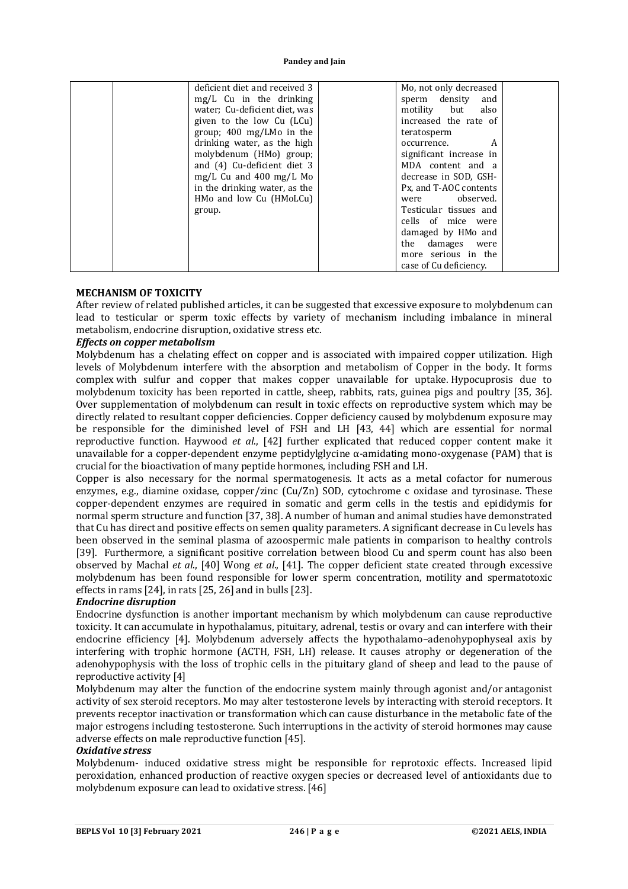|  |  | deficient diet and received 3 mg/L Cu in the drinking water; Cu-deficient diet, was given to the low Cu (LCu) group; 400 mg/LMo in the drinking water, as the high molybdenum (HMo) group; and (4) Cu-deficient diet 3 mg/L Cu and 400 mg/L Mo in the drinking water, as the HMo and low Cu (HMoLCu) group. |  | Mo, not only decreased sperm density and motility but also increased the rate of teratosperm occurrence. A significant increase in MDA content and a decrease in SOD, GSH-Px, and T-AOC contents were observed. Testicular tissues and cells of mice were damaged by HMo and the damages were more serious in the case of Cu deficiency. |  |
|---|---|---|---|---|---|

## MECHANISM OF TOXICITY

After review of related published articles, it can be suggested that excessive exposure to molybdenum can lead to testicular or sperm toxic effects by variety of mechanism including imbalance in mineral metabolism, endocrine disruption, oxidative stress etc.

### *Effects on copper metabolism*

Molybdenum has a chelating effect on copper and is associated with impaired copper utilization. High levels of Molybdenum interfere with the absorption and metabolism of Copper in the body. It forms complex with sulfur and copper that makes copper unavailable for uptake. Hypocuprosis due to molybdenum toxicity has been reported in cattle, sheep, rabbits, rats, guinea pigs and poultry [35, 36]. Over supplementation of molybdenum can result in toxic effects on reproductive system which may be directly related to resultant copper deficiencies. Copper deficiency caused by molybdenum exposure may be responsible for the diminished level of FSH and LH [43, 44] which are essential for normal reproductive function. Haywood *et al.*, [42] further explicated that reduced copper content make it unavailable for a copper-dependent enzyme peptidylglycine α-amidating mono-oxygenase (PAM) that is crucial for the bioactivation of many peptide hormones, including FSH and LH.

Copper is also necessary for the normal spermatogenesis. It acts as a metal cofactor for numerous enzymes, e.g., diamine oxidase, copper/zinc (Cu/Zn) SOD, cytochrome c oxidase and tyrosinase. These copper-dependent enzymes are required in somatic and germ cells in the testis and epididymis for normal sperm structure and function [37, 38]. A number of human and animal studies have demonstrated that Cu has direct and positive effects on semen quality parameters. A significant decrease in Cu levels has been observed in the seminal plasma of azoospermic male patients in comparison to healthy controls [39]. Furthermore, a significant positive correlation between blood Cu and sperm count has also been observed by Machal *et al.*, [40] Wong *et al.*, [41]. The copper deficient state created through excessive molybdenum has been found responsible for lower sperm concentration, motility and spermatotoxic effects in rams [24], in rats [25, 26] and in bulls [23].

### *Endocrine disruption*

Endocrine dysfunction is another important mechanism by which molybdenum can cause reproductive toxicity. It can accumulate in hypothalamus, pituitary, adrenal, testis or ovary and can interfere with their endocrine efficiency [4]. Molybdenum adversely affects the hypothalamo–adenohypophyseal axis by interfering with trophic hormone (ACTH, FSH, LH) release. It causes atrophy or degeneration of the adenohypophysis with the loss of trophic cells in the pituitary gland of sheep and lead to the pause of reproductive activity [4]

Molybdenum may alter the function of the endocrine system mainly through agonist and/or antagonist activity of sex steroid receptors. Mo may alter testosterone levels by interacting with steroid receptors. It prevents receptor inactivation or transformation which can cause disturbance in the metabolic fate of the major estrogens including testosterone. Such interruptions in the activity of steroid hormones may cause adverse effects on male reproductive function [45].

### *Oxidative stress*

Molybdenum- induced oxidative stress might be responsible for reprotoxic effects. Increased lipid peroxidation, enhanced production of reactive oxygen species or decreased level of antioxidants due to molybdenum exposure can lead to oxidative stress. [46]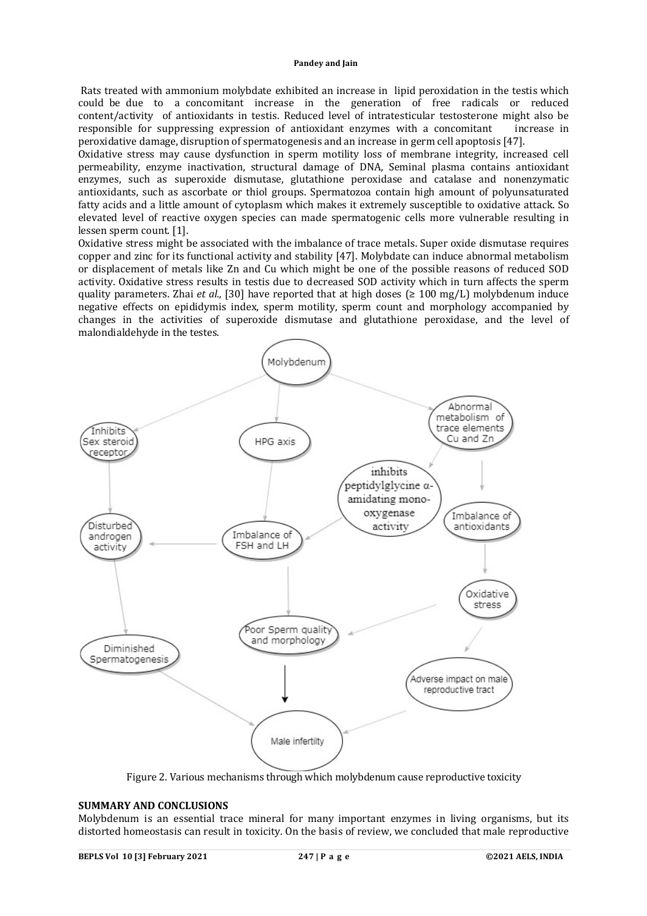Rats treated with ammonium molybdate exhibited an increase in lipid peroxidation in the testis which could be due to a concomitant increase in the generation of free radicals or reduced content/activity of antioxidants in testis. Reduced level of intratesticular testosterone might also be responsible for suppressing expression of antioxidant enzymes with a concomitant increase in peroxidative damage, disruption of spermatogenesis and an increase in germ cell apoptosis [47].

Oxidative stress may cause dysfunction in sperm motility loss of membrane integrity, increased cell permeability, enzyme inactivation, structural damage of DNA, Seminal plasma contains antioxidant enzymes, such as superoxide dismutase, glutathione peroxidase and catalase and nonenzymatic antioxidants, such as ascorbate or thiol groups. Spermatozoa contain high amount of polyunsaturated fatty acids and a little amount of cytoplasm which makes it extremely susceptible to oxidative attack. So elevated level of reactive oxygen species can made spermatogenic cells more vulnerable resulting in lessen sperm count. [1].

Oxidative stress might be associated with the imbalance of trace metals. Super oxide dismutase requires copper and zinc for its functional activity and stability [47]. Molybdate can induce abnormal metabolism or displacement of metals like Zn and Cu which might be one of the possible reasons of reduced SOD activity. Oxidative stress results in testis due to decreased SOD activity which in turn affects the sperm quality parameters. Zhai *et al.,* [30] have reported that at high doses (≥ 100 mg/L) molybdenum induce negative effects on epididymis index, sperm motility, sperm count and morphology accompanied by changes in the activities of superoxide dismutase and glutathione peroxidase, and the level of malondialdehyde in the testes.

Figure 2. Various mechanisms through which molybdenum cause reproductive toxicity

## SUMMARY AND CONCLUSIONS

Molybdenum is an essential trace mineral for many important enzymes in living organisms, but its distorted homeostasis can result in toxicity. On the basis of review, we concluded that male reproductive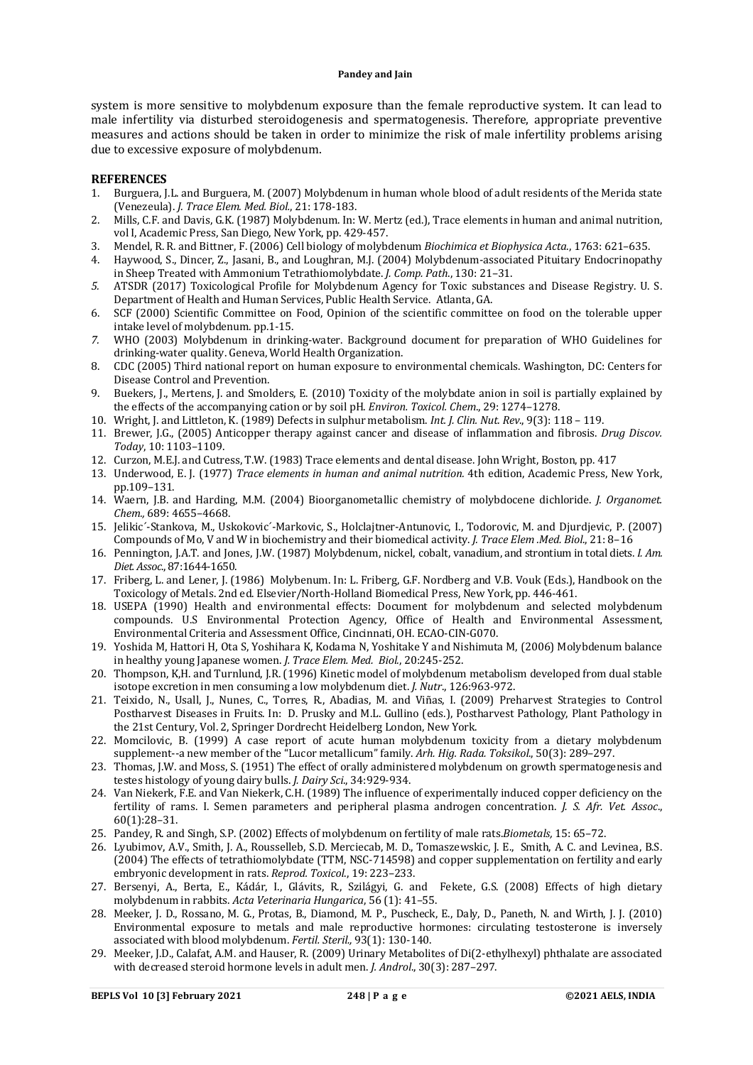system is more sensitive to molybdenum exposure than the female reproductive system. It can lead to male infertility via disturbed steroidogenesis and spermatogenesis. Therefore, appropriate preventive measures and actions should be taken in order to minimize the risk of male infertility problems arising due to excessive exposure of molybdenum.

## REFERENCES

1. Burguera, J.L. and Burguera, M. (2007) Molybdenum in human whole blood of adult residents of the Merida state (Venezeula). *J. Trace Elem. Med. Biol.*, 21: 178-183.
2. Mills, C.F. and Davis, G.K. (1987) Molybdenum. In: W. Mertz (ed.), Trace elements in human and animal nutrition, vol I, Academic Press, San Diego, New York, pp. 429-457.
3. Mendel, R. R. and Bittner, F. (2006) Cell biology of molybdenum *Biochimica et Biophysica Acta.*, 1763: 621–635.
4. Haywood, S., Dincer, Z., Jasani, B., and Loughran, M.J. (2004) Molybdenum-associated Pituitary Endocrinopathy in Sheep Treated with Ammonium Tetrathiomolybdate. *J. Comp. Path.*, 130: 21–31.
5. ATSDR (2017) Toxicological Profile for Molybdenum Agency for Toxic substances and Disease Registry. U. S. Department of Health and Human Services, Public Health Service. Atlanta, GA.
6. SCF (2000) Scientific Committee on Food, Opinion of the scientific committee on food on the tolerable upper intake level of molybdenum. pp.1-15.
7. WHO (2003) Molybdenum in drinking-water. Background document for preparation of WHO Guidelines for drinking-water quality. Geneva, World Health Organization.
8. CDC (2005) Third national report on human exposure to environmental chemicals. Washington, DC: Centers for Disease Control and Prevention.
9. Buekers, J., Mertens, J. and Smolders, E. (2010) Toxicity of the molybdate anion in soil is partially explained by the effects of the accompanying cation or by soil pH. *Environ. Toxicol. Chem.*, 29: 1274–1278.
10. Wright, J. and Littleton, K. (1989) Defects in sulphur metabolism. *Int. J. Clin. Nut. Rev.*, 9(3): 118 – 119.
11. Brewer, J.G., (2005) Anticopper therapy against cancer and disease of inflammation and fibrosis. *Drug Discov. Today*, 10: 1103–1109.
12. Curzon, M.E.J. and Cutress, T.W. (1983) Trace elements and dental disease. John Wright, Boston, pp. 417
13. Underwood, E. J. (1977) *Trace elements in human and animal nutrition.* 4th edition, Academic Press, New York, pp.109–131.
14. Waern, J.B. and Harding, M.M. (2004) Bioorganometallic chemistry of molybdocene dichloride. *J. Organomet. Chem.*, 689: 4655–4668.
15. Jelikic´-Stankova, M., Uskokovic´-Markovic, S., Holclajtner-Antunovic, I., Todorovic, M. and Djurdjevic, P. (2007) Compounds of Mo, V and W in biochemistry and their biomedical activity. *J. Trace Elem .Med. Biol.*, 21: 8–16
16. Pennington, J.A.T. and Jones, J.W. (1987) Molybdenum, nickel, cobalt, vanadium, and strontium in total diets. *I. Am. Diet. Assoc.*, 87:1644-1650.
17. Friberg, L. and Lener, J. (1986) Molybenum. In: L. Friberg, G.F. Nordberg and V.B. Vouk (Eds.), Handbook on the Toxicology of Metals. 2nd ed. Elsevier/North-Holland Biomedical Press, New York, pp. 446-461.
18. USEPA (1990) Health and environmental effects: Document for molybdenum and selected molybdenum compounds. U.S Environmental Protection Agency, Office of Health and Environmental Assessment, Environmental Criteria and Assessment Office, Cincinnati, OH. ECAO-CIN-G070.
19. Yoshida M, Hattori H, Ota S, Yoshihara K, Kodama N, Yoshitake Y and Nishimuta M, (2006) Molybdenum balance in healthy young Japanese women. *J. Trace Elem. Med. Biol.*, 20:245-252.
20. Thompson, K,H. and Turnlund, J.R. (1996) Kinetic model of molybdenum metabolism developed from dual stable isotope excretion in men consuming a low molybdenum diet. *J. Nutr.*, 126:963-972.
21. Teixido, N., Usall, J., Nunes, C., Torres, R., Abadias, M. and Viñas, I. (2009) Preharvest Strategies to Control Postharvest Diseases in Fruits. In: D. Prusky and M.L. Gullino (eds.), Postharvest Pathology, Plant Pathology in the 21st Century, Vol. 2, Springer Dordrecht Heidelberg London, New York.
22. Momcilovic, B. (1999) A case report of acute human molybdenum toxicity from a dietary molybdenum supplement--a new member of the "Lucor metallicum" family. *Arh. Hig. Rada. Toksikol.*, 50(3): 289–297.
23. Thomas, J.W. and Moss, S. (1951) The effect of orally administered molybdenum on growth spermatogenesis and testes histology of young dairy bulls. *J. Dairy Sci.*, 34:929-934.
24. Van Niekerk, F.E. and Van Niekerk, C.H. (1989) The influence of experimentally induced copper deficiency on the fertility of rams. I. Semen parameters and peripheral plasma androgen concentration. *J. S. Afr. Vet. Assoc.*, 60(1):28–31.
25. Pandey, R. and Singh, S.P. (2002) Effects of molybdenum on fertility of male rats.*Biometals,* 15: 65–72.
26. Lyubimov, A.V., Smith, J. A., Rousselleb, S.D. Merciecab, M. D., Tomaszewskic, J. E., Smith, A. C. and Levinea, B.S. (2004) The effects of tetrathiomolybdate (TTM, NSC-714598) and copper supplementation on fertility and early embryonic development in rats. *Reprod. Toxicol.*, 19: 223–233.
27. Bersenyi, A., Berta, E., Kádár, I., Glávits, R., Szilágyi, G. and Fekete, G.S. (2008) Effects of high dietary molybdenum in rabbits. *Acta Veterinaria Hungarica*, 56 (1): 41–55.
28. Meeker, J. D., Rossano, M. G., Protas, B., Diamond, M. P., Puscheck, E., Daly, D., Paneth, N. and Wirth, J. J. (2010) Environmental exposure to metals and male reproductive hormones: circulating testosterone is inversely associated with blood molybdenum. *Fertil. Steril.,* 93(1): 130-140.
29. Meeker, J.D., Calafat, A.M. and Hauser, R. (2009) Urinary Metabolites of Di(2-ethylhexyl) phthalate are associated with decreased steroid hormone levels in adult men. *J. Androl.*, 30(3): 287–297.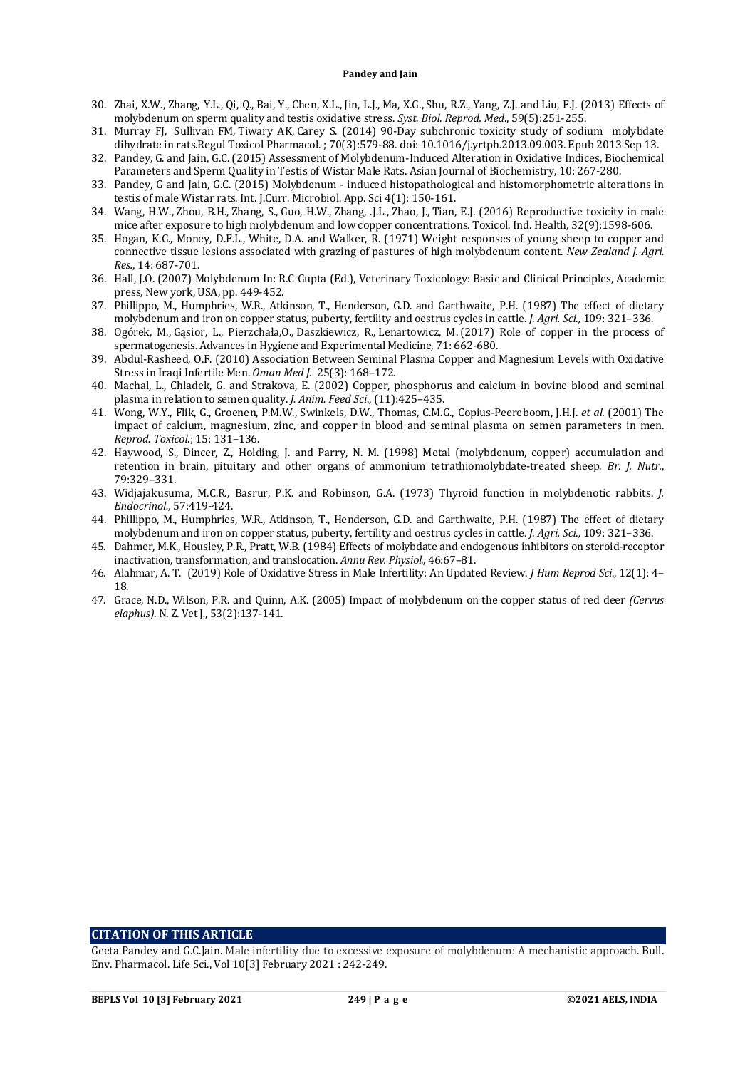30. Zhai, X.W., Zhang, Y.L., Qi, Q., Bai, Y., Chen, X.L., Jin, L.J., Ma, X.G., Shu, R.Z., Yang, Z.J. and Liu, F.J. (2013) Effects of molybdenum on sperm quality and testis oxidative stress. *Syst. Biol. Reprod. Med*., 59(5):251-255.
31. Murray FJ, Sullivan FM, Tiwary AK, Carey S. (2014) 90-Day subchronic toxicity study of sodium molybdate dihydrate in rats.Regul Toxicol Pharmacol. ; 70(3):579-88. doi: 10.1016/j.yrtph.2013.09.003. Epub 2013 Sep 13.
32. Pandey, G. and Jain, G.C. (2015) Assessment of Molybdenum-Induced Alteration in Oxidative Indices, Biochemical Parameters and Sperm Quality in Testis of Wistar Male Rats. Asian Journal of Biochemistry, 10: 267-280.
33. Pandey, G and Jain, G.C. (2015) Molybdenum - induced histopathological and histomorphometric alterations in testis of male Wistar rats. Int. J.Curr. Microbiol. App. Sci 4(1): 150-161.
34. Wang, H.W., Zhou, B.H., Zhang, S., Guo, H.W., Zhang, .J.L., Zhao, J., Tian, E.J. (2016) Reproductive toxicity in male mice after exposure to high molybdenum and low copper concentrations. Toxicol. Ind. Health, 32(9):1598-606.
35. Hogan, K.G., Money, D.F.L., White, D.A. and Walker, R. (1971) Weight responses of young sheep to copper and connective tissue lesions associated with grazing of pastures of high molybdenum content. *New Zealand J. Agri. Res*., 14: 687-701.
36. Hall, J.O. (2007) Molybdenum In: R.C Gupta (Ed.), Veterinary Toxicology: Basic and Clinical Principles, Academic press, New york, USA, pp. 449-452.
37. Phillippo, M., Humphries, W.R., Atkinson, T., Henderson, G.D. and Garthwaite, P.H. (1987) The effect of dietary molybdenum and iron on copper status, puberty, fertility and oestrus cycles in cattle. *J. Agri. Sci.,* 109: 321–336.
38. Ogórek, M., Gąsior, L., Pierzchała,O., Daszkiewicz, R., Lenartowicz, M. (2017) Role of copper in the process of spermatogenesis. Advances in Hygiene and Experimental Medicine, 71: 662-680.
39. Abdul-Rasheed, O.F. (2010) Association Between Seminal Plasma Copper and Magnesium Levels with Oxidative Stress in Iraqi Infertile Men. *Oman Med J.* 25(3): 168–172.
40. Machal, L., Chladek, G. and Strakova, E. (2002) Copper, phosphorus and calcium in bovine blood and seminal plasma in relation to semen quality. *J. Anim. Feed Sci*., (11):425–435.
41. Wong, W.Y., Flik, G., Groenen, P.M.W., Swinkels, D.W., Thomas, C.M.G., Copius-Peereboom, J.H.J. *et al.* (2001) The impact of calcium, magnesium, zinc, and copper in blood and seminal plasma on semen parameters in men. *Reprod. Toxicol.*; 15: 131–136.
42. Haywood, S., Dincer, Z., Holding, J. and Parry, N. M. (1998) Metal (molybdenum, copper) accumulation and retention in brain, pituitary and other organs of ammonium tetrathiomolybdate-treated sheep. *Br. J. Nutr*., 79:329–331.
43. Widjajakusuma, M.C.R., Basrur, P.K. and Robinson, G.A. (1973) Thyroid function in molybdenotic rabbits. *J. Endocrinol.,* 57:419-424.
44. Phillippo, M., Humphries, W.R., Atkinson, T., Henderson, G.D. and Garthwaite, P.H. (1987) The effect of dietary molybdenum and iron on copper status, puberty, fertility and oestrus cycles in cattle. *J. Agri. Sci.,* 109: 321–336.
45. Dahmer, M.K., Housley, P.R., Pratt, W.B. (1984) Effects of molybdate and endogenous inhibitors on steroid-receptor inactivation, transformation, and translocation. *Annu Rev. Physiol*., 46:67–81.
46. Alahmar, A. T. (2019) Role of Oxidative Stress in Male Infertility: An Updated Review. *J Hum Reprod Sci*., 12(1): 4–18.
47. Grace, N.D., Wilson, P.R. and Quinn, A.K. (2005) Impact of molybdenum on the copper status of red deer *(Cervus elaphus)*. N. Z. Vet J., 53(2):137-141.

**CITATION OF THIS ARTICLE**

Geeta Pandey and G.C.Jain. Male infertility due to excessive exposure of molybdenum: A mechanistic approach. Bull. Env. Pharmacol. Life Sci., Vol 10[3] February 2021 : 242-249.